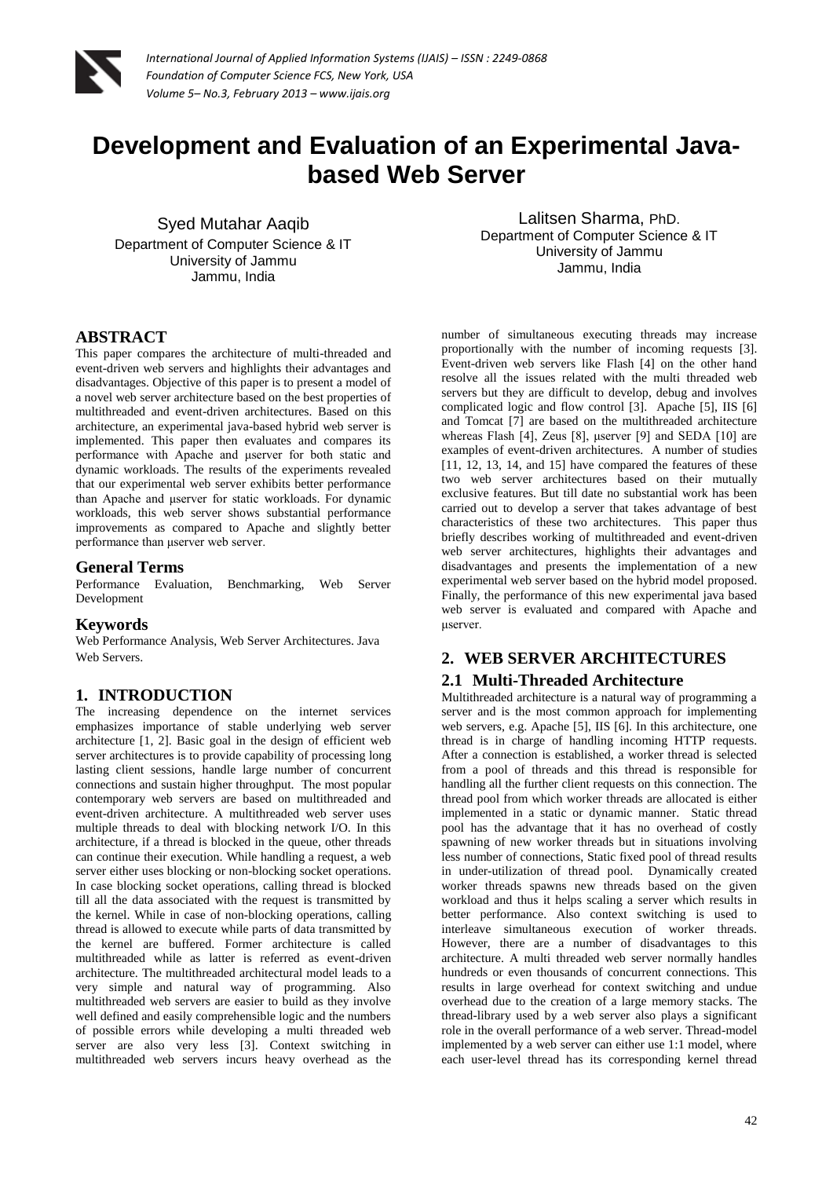# Development and Evaluation of an Experimental Java-based Web Server

Syed Mutahar Aaqib
Department of Computer Science & IT
University of Jammu
Jammu, India

Lalitsen Sharma, PhD.
Department of Computer Science & IT
University of Jammu
Jammu, India

## ABSTRACT

This paper compares the architecture of multi-threaded and event-driven web servers and highlights their advantages and disadvantages. Objective of this paper is to present a model of a novel web server architecture based on the best properties of multithreaded and event-driven architectures. Based on this architecture, an experimental java-based hybrid web server is implemented. This paper then evaluates and compares its performance with Apache and µserver for both static and dynamic workloads. The results of the experiments revealed that our experimental web server exhibits better performance than Apache and µserver for static workloads. For dynamic workloads, this web server shows substantial performance improvements as compared to Apache and slightly better performance than µserver web server.

## General Terms

Performance Evaluation, Benchmarking, Web Server Development

## Keywords

Web Performance Analysis, Web Server Architectures. Java Web Servers.

## 1. INTRODUCTION

The increasing dependence on the internet services emphasizes importance of stable underlying web server architecture [1, 2]. Basic goal in the design of efficient web server architectures is to provide capability of processing long lasting client sessions, handle large number of concurrent connections and sustain higher throughput. The most popular contemporary web servers are based on multithreaded and event-driven architecture. A multithreaded web server uses multiple threads to deal with blocking network I/O. In this architecture, if a thread is blocked in the queue, other threads can continue their execution. While handling a request, a web server either uses blocking or non-blocking socket operations. In case blocking socket operations, calling thread is blocked till all the data associated with the request is transmitted by the kernel. While in case of non-blocking operations, calling thread is allowed to execute while parts of data transmitted by the kernel are buffered. Former architecture is called multithreaded while as latter is referred as event-driven architecture. The multithreaded architectural model leads to a very simple and natural way of programming. Also multithreaded web servers are easier to build as they involve well defined and easily comprehensible logic and the numbers of possible errors while developing a multi threaded web server are also very less [3]. Context switching in multithreaded web servers incurs heavy overhead as the number of simultaneous executing threads may increase proportionally with the number of incoming requests [3]. Event-driven web servers like Flash [4] on the other hand resolve all the issues related with the multi threaded web servers but they are difficult to develop, debug and involves complicated logic and flow control [3]. Apache [5], IIS [6] and Tomcat [7] are based on the multithreaded architecture whereas Flash [4], Zeus [8], µserver [9] and SEDA [10] are examples of event-driven architectures. A number of studies [11, 12, 13, 14, and 15] have compared the features of these two web server architectures based on their mutually exclusive features. But till date no substantial work has been carried out to develop a server that takes advantage of best characteristics of these two architectures. This paper thus briefly describes working of multithreaded and event-driven web server architectures, highlights their advantages and disadvantages and presents the implementation of a new experimental web server based on the hybrid model proposed. Finally, the performance of this new experimental java based web server is evaluated and compared with Apache and µserver.

## 2. WEB SERVER ARCHITECTURES

### 2.1 Multi-Threaded Architecture

Multithreaded architecture is a natural way of programming a server and is the most common approach for implementing web servers, e.g. Apache [5], IIS [6]. In this architecture, one thread is in charge of handling incoming HTTP requests. After a connection is established, a worker thread is selected from a pool of threads and this thread is responsible for handling all the further client requests on this connection. The thread pool from which worker threads are allocated is either implemented in a static or dynamic manner. Static thread pool has the advantage that it has no overhead of costly spawning of new worker threads but in situations involving less number of connections, Static fixed pool of thread results in under-utilization of thread pool. Dynamically created worker threads spawns new threads based on the given workload and thus it helps scaling a server which results in better performance. Also context switching is used to interleave simultaneous execution of worker threads. However, there are a number of disadvantages to this architecture. A multi threaded web server normally handles hundreds or even thousands of concurrent connections. This results in large overhead for context switching and undue overhead due to the creation of a large memory stacks. The thread-library used by a web server also plays a significant role in the overall performance of a web server. Thread-model implemented by a web server can either use 1:1 model, where each user-level thread has its corresponding kernel thread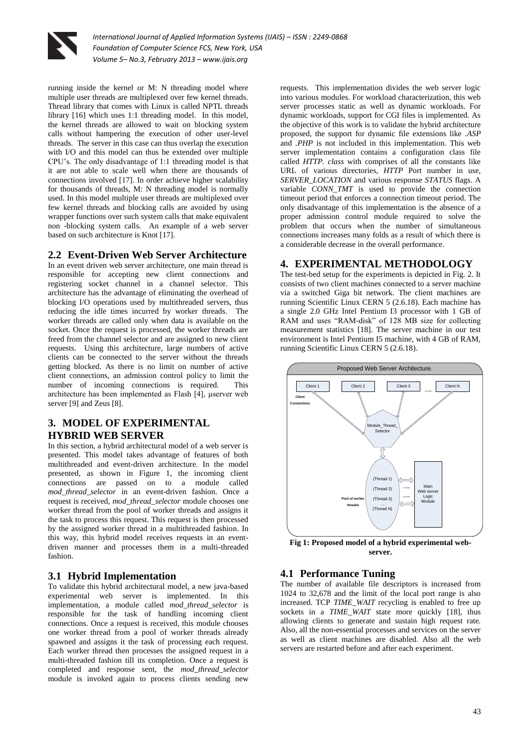running inside the kernel or M: N threading model where multiple user threads are multiplexed over few kernel threads. Thread library that comes with Linux is called NPTL threads library [16] which uses 1:1 threading model. In this model, the kernel threads are allowed to wait on blocking system calls without hampering the execution of other user-level threads. The server in this case can thus overlap the execution with I/O and this model can thus be extended over multiple CPU's. The only disadvantage of 1:1 threading model is that it are not able to scale well when there are thousands of connections involved [17]. In order achieve higher scalability for thousands of threads, M: N threading model is normally used. In this model multiple user threads are multiplexed over few kernel threads and blocking calls are avoided by using wrapper functions over such system calls that make equivalent non -blocking system calls. An example of a web server based on such architecture is Knot [17].

## 2.2 Event-Driven Web Server Architecture

In an event driven web server architecture, one main thread is responsible for accepting new client connections and registering socket channel in a channel selector. This architecture has the advantage of eliminating the overhead of blocking I/O operations used by multithreaded servers, thus reducing the idle times incurred by worker threads. The worker threads are called only when data is available on the socket. Once the request is processed, the worker threads are freed from the channel selector and are assigned to new client requests. Using this architecture, large numbers of active clients can be connected to the server without the threads getting blocked. As there is no limit on number of active client connections, an admission control policy to limit the number of incoming connections is required. This architecture has been implemented as Flash [4], µserver web server [9] and Zeus [8].

# 3. MODEL OF EXPERIMENTAL HYBRID WEB SERVER

In this section, a hybrid architectural model of a web server is presented. This model takes advantage of features of both multithreaded and event-driven architecture. In the model presented, as shown in Figure 1, the incoming client connections are passed on to a module called *mod_thread_selector* in an event-driven fashion. Once a request is received, *mod_thread_selector* module chooses one worker thread from the pool of worker threads and assigns it the task to process this request. This request is then processed by the assigned worker thread in a multithreaded fashion. In this way, this hybrid model receives requests in an event-driven manner and processes them in a multi-threaded fashion.

## 3.1 Hybrid Implementation

To validate this hybrid architectural model, a new java-based experimental web server is implemented. In this implementation, a module called *mod_thread_selector* is responsible for the task of handling incoming client connections. Once a request is received, this module chooses one worker thread from a pool of worker threads already spawned and assigns it the task of processing each request. Each worker thread then processes the assigned request in a multi-threaded fashion till its completion. Once a request is completed and response sent, the *mod_thread_selector* module is invoked again to process clients sending new requests. This implementation divides the web server logic into various modules. For workload characterization, this web server processes static as well as dynamic workloads. For dynamic workloads, support for CGI files is implemented. As the objective of this work is to validate the hybrid architecture proposed, the support for dynamic file extensions like *.ASP* and *.PHP* is not included in this implementation. This web server implementation contains a configuration class file called *HTTP. class* with comprises of all the constants like URL of various directories, *HTTP* Port number in use, *SERVER_LOCATION* and various response *STATUS* flags. A variable *CONN_TMT* is used to provide the connection timeout period that enforces a connection timeout period. The only disadvantage of this implementation is the absence of a proper admission control module required to solve the problem that occurs when the number of simultaneous connections increases many folds as a result of which there is a considerable decrease in the overall performance.

# 4. EXPERIMENTAL METHODOLOGY

The test-bed setup for the experiments is depicted in Fig. 2. It consists of two client machines connected to a server machine via a switched Giga bit network. The client machines are running Scientific Linux CERN 5 (2.6.18). Each machine has a single 2.0 GHz Intel Pentium I3 processor with 1 GB of RAM and uses "RAM-disk" of 128 MB size for collecting measurement statistics [18]. The server machine in our test environment is Intel Pentium I5 machine, with 4 GB of RAM, running Scientific Linux CERN 5 (2.6.18).

Proposed Web Server Architecture.

Client 1 | Client 2 | Client 3 | ..... | Client N

Client Connections

Module_Thread_Selector

Pool of worker threads: (Thread 1) (Thread 2) (Thread 3) ... (Thread N)

Main Web server Logic Module

**Fig 1: Proposed model of a hybrid experimental web-server.**

## 4.1 Performance Tuning

The number of available file descriptors is increased from 1024 to 32,678 and the limit of the local port range is also increased. TCP *TIME_WAIT* recycling is enabled to free up sockets in a *TIME_WAIT* state more quickly [18], thus allowing clients to generate and sustain high request rate. Also, all the non-essential processes and services on the server as well as client machines are disabled. Also all the web servers are restarted before and after each experiment.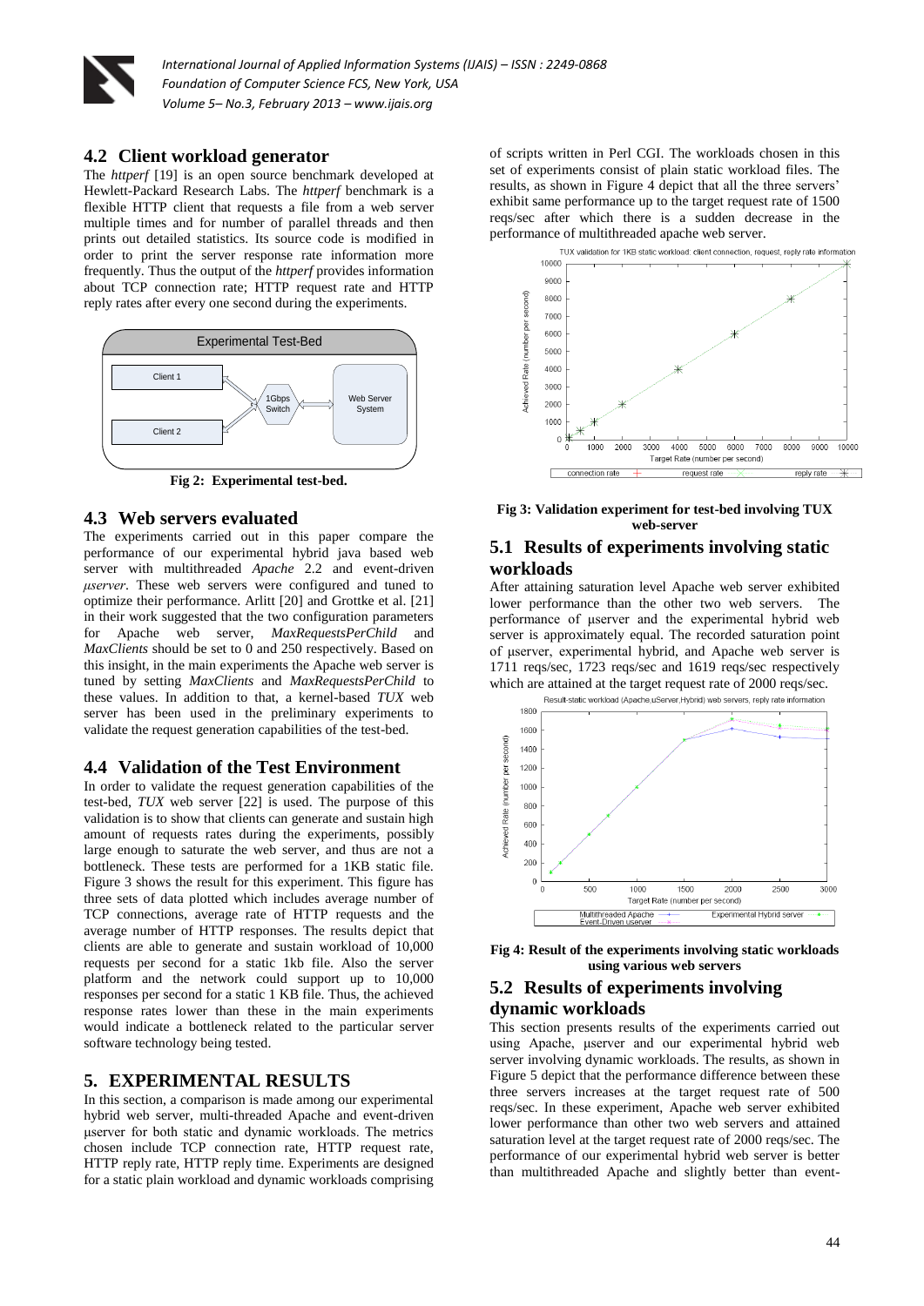### 4.2 Client workload generator

The *httperf* [19] is an open source benchmark developed at Hewlett-Packard Research Labs. The *httperf* benchmark is a flexible HTTP client that requests a file from a web server multiple times and for number of parallel threads and then prints out detailed statistics. Its source code is modified in order to print the server response rate information more frequently. Thus the output of the *httperf* provides information about TCP connection rate; HTTP request rate and HTTP reply rates after every one second during the experiments.

**Fig 2: Experimental test-bed.**

### 4.3 Web servers evaluated

The experiments carried out in this paper compare the performance of our experimental hybrid java based web server with multithreaded *Apache* 2.2 and event-driven *μserver*. These web servers were configured and tuned to optimize their performance. Arlitt [20] and Grottke et al. [21] in their work suggested that the two configuration parameters for Apache web server, *MaxRequestsPerChild* and *MaxClients* should be set to 0 and 250 respectively. Based on this insight, in the main experiments the Apache web server is tuned by setting *MaxClients* and *MaxRequestsPerChild* to these values. In addition to that, a kernel-based *TUX* web server has been used in the preliminary experiments to validate the request generation capabilities of the test-bed.

### 4.4 Validation of the Test Environment

In order to validate the request generation capabilities of the test-bed, *TUX* web server [22] is used. The purpose of this validation is to show that clients can generate and sustain high amount of requests rates during the experiments, possibly large enough to saturate the web server, and thus are not a bottleneck. These tests are performed for a 1KB static file. Figure 3 shows the result for this experiment. This figure has three sets of data plotted which includes average number of TCP connections, average rate of HTTP requests and the average number of HTTP responses. The results depict that clients are able to generate and sustain workload of 10,000 requests per second for a static 1kb file. Also the server platform and the network could support up to 10,000 responses per second for a static 1 KB file. Thus, the achieved response rates lower than these in the main experiments would indicate a bottleneck related to the particular server software technology being tested.

## 5. EXPERIMENTAL RESULTS

In this section, a comparison is made among our experimental hybrid web server, multi-threaded Apache and event-driven μserver for both static and dynamic workloads. The metrics chosen include TCP connection rate, HTTP request rate, HTTP reply rate, HTTP reply time. Experiments are designed for a static plain workload and dynamic workloads comprising of scripts written in Perl CGI. The workloads chosen in this set of experiments consist of plain static workload files. The results, as shown in Figure 4 depict that all the three servers' exhibit same performance up to the target request rate of 1500 reqs/sec after which there is a sudden decrease in the performance of multithreaded apache web server.

**Fig 3: Validation experiment for test-bed involving TUX web-server**

### 5.1 Results of experiments involving static workloads

After attaining saturation level Apache web server exhibited lower performance than the other two web servers. The performance of μserver and the experimental hybrid web server is approximately equal. The recorded saturation point of μserver, experimental hybrid, and Apache web server is 1711 reqs/sec, 1723 reqs/sec and 1619 reqs/sec respectively which are attained at the target request rate of 2000 reqs/sec.

**Fig 4: Result of the experiments involving static workloads using various web servers**

### 5.2 Results of experiments involving dynamic workloads

This section presents results of the experiments carried out using Apache, μserver and our experimental hybrid web server involving dynamic workloads. The results, as shown in Figure 5 depict that the performance difference between these three servers increases at the target request rate of 500 reqs/sec. In these experiment, Apache web server exhibited lower performance than other two web servers and attained saturation level at the target request rate of 2000 reqs/sec. The performance of our experimental hybrid web server is better than multithreaded Apache and slightly better than event-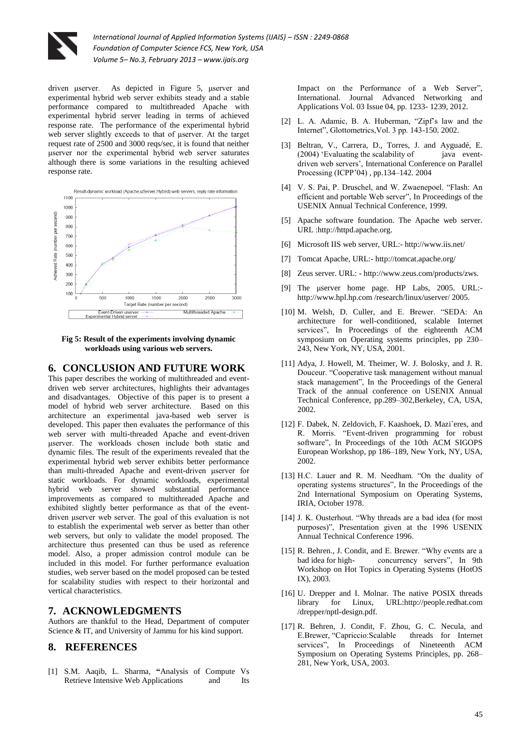driven µserver. As depicted in Figure 5, µserver and experimental hybrid web server exhibits steady and a stable performance compared to multithreaded Apache with experimental hybrid server leading in terms of achieved response rate. The performance of the experimental hybrid web server slightly exceeds to that of µserver. At the target request rate of 2500 and 3000 reqs/sec, it is found that neither µserver nor the experimental hybrid web server saturates although there is some variations in the resulting achieved response rate.

**Fig 5: Result of the experiments involving dynamic workloads using various web servers.**

## 6. CONCLUSION AND FUTURE WORK

This paper describes the working of multithreaded and event-driven web server architectures, highlights their advantages and disadvantages. Objective of this paper is to present a model of hybrid web server architecture. Based on this architecture an experimental java-based web server is developed. This paper then evaluates the performance of this web server with multi-threaded Apache and event-driven µserver. The workloads chosen include both static and dynamic files. The result of the experiments revealed that the experimental hybrid web server exhibits better performance than multi-threaded Apache and event-driven µserver for static workloads. For dynamic workloads, experimental hybrid web server showed substantial performance improvements as compared to multithreaded Apache and exhibited slightly better performance as that of the event-driven µserver web server. The goal of this evaluation is not to establish the experimental web server as better than other web servers, but only to validate the model proposed. The architecture thus presented can thus be used as reference model. Also, a proper admission control module can be included in this model. For further performance evaluation studies, web server based on the model proposed can be tested for scalability studies with respect to their horizontal and vertical characteristics.

## 7. ACKNOWLEDGMENTS

Authors are thankful to the Head, Department of computer Science & IT, and University of Jammu for his kind support.

## 8. REFERENCES

[1] S.M. Aaqib, L. Sharma, "Analysis of Compute Vs Retrieve Intensive Web Applications and Its Impact on the Performance of a Web Server", International. Journal Advanced Networking and Applications Vol. 03 Issue 04, pp. 1233- 1239, 2012.

[2] L. A. Adamic, B. A. Huberman, "Zipf's law and the Internet", Glottometrics,Vol. 3 pp. 143-150, 2002.

[3] Beltran, V., Carrera, D., Torres, J. and Ayguadé, E. (2004) 'Evaluating the scalability of java event-driven web servers', International Conference on Parallel Processing (ICPP'04) , pp.134–142. 2004

[4] V. S. Pai, P. Druschel, and W. Zwaenepoel. "Flash: An efficient and portable Web server", In Proceedings of the USENIX Annual Technical Conference, 1999.

[5] Apache software foundation. The Apache web server. URL :http://httpd.apache.org.

[6] Microsoft IIS web server, URL:- http://www.iis.net/

[7] Tomcat Apache, URL:- http://tomcat.apache.org/

[8] Zeus server. URL: - http://www.zeus.com/products/zws.

[9] The µserver home page. HP Labs, 2005. URL:- http://www.hpl.hp.com /research/linux/userver/ 2005.

[10] M. Welsh, D. Culler, and E. Brewer. "SEDA: An architecture for well-conditioned, scalable Internet services", In Proceedings of the eighteenth ACM symposium on Operating systems principles, pp 230–243, New York, NY, USA, 2001.

[11] Adya, J. Howell, M. Theimer, W. J. Bolosky, and J. R. Douceur. "Cooperative task management without manual stack management", In the Proceedings of the General Track of the annual conference on USENIX Annual Technical Conference, pp.289–302,Berkeley, CA, USA, 2002.

[12] F. Dabek, N. Zeldovich, F. Kaashoek, D. Mazi`eres, and R. Morris. "Event-driven programming for robust software", In Proceedings of the 10th ACM SIGOPS European Workshop, pp 186–189, New York, NY, USA, 2002.

[13] H.C. Lauer and R. M. Needham. "On the duality of operating systems structures", In the Proceedings of the 2nd International Symposium on Operating Systems, IRIA, October 1978.

[14] J. K. Ousterhout. "Why threads are a bad idea (for most purposes)", Presentation given at the 1996 USENIX Annual Technical Conference 1996.

[15] R. Behren., J. Condit, and E. Brewer. "Why events are a bad idea for high- concurrency servers", In 9th Workshop on Hot Topics in Operating Systems (HotOS IX), 2003.

[16] U. Drepper and I. Molnar. The native POSIX threads library for Linux, URL:http://people.redhat.com /drepper/nptl-design.pdf.

[17] R. Behren, J. Condit, F. Zhou, G. C. Necula, and E.Brewer, "Capriccio:Scalable threads for Internet services", In Proceedings of Nineteenth ACM Symposium on Operating Systems Principles, pp. 268–281, New York, USA, 2003.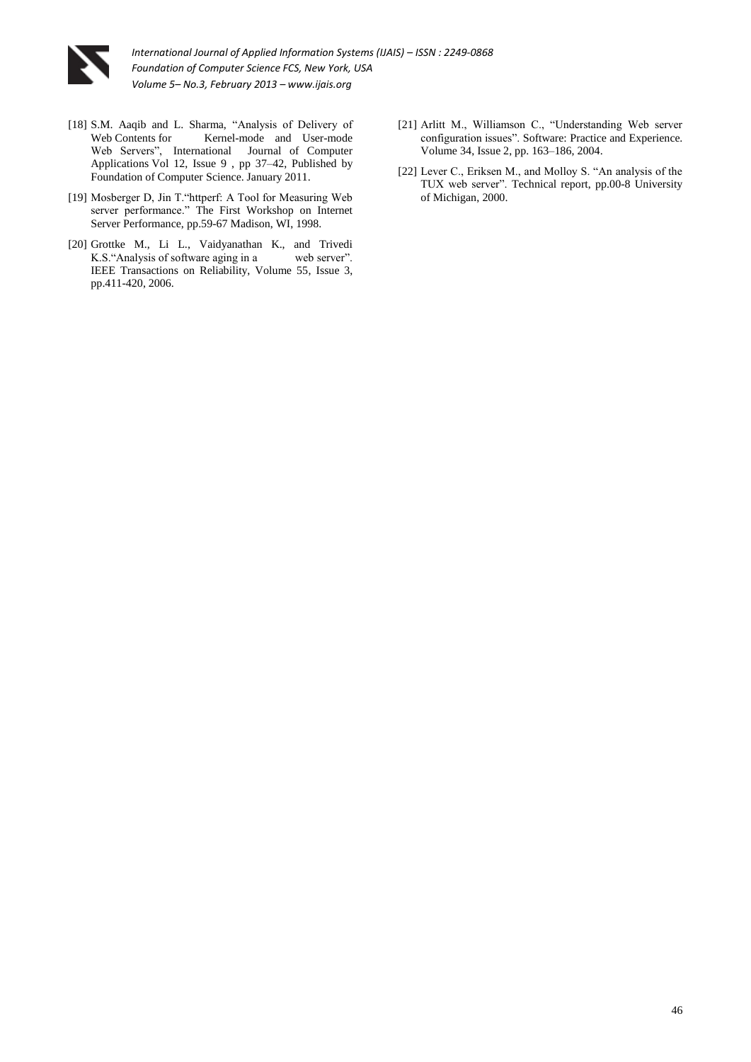[18] S.M. Aaqib and L. Sharma, "Analysis of Delivery of Web Contents for Kernel-mode and User-mode Web Servers", International Journal of Computer Applications Vol 12, Issue 9 , pp 37–42, Published by Foundation of Computer Science. January 2011.

[19] Mosberger D, Jin T."httperf: A Tool for Measuring Web server performance." The First Workshop on Internet Server Performance, pp.59-67 Madison, WI, 1998.

[20] Grottke M., Li L., Vaidyanathan K., and Trivedi K.S."Analysis of software aging in a web server". IEEE Transactions on Reliability, Volume 55, Issue 3, pp.411-420, 2006.

[21] Arlitt M., Williamson C., "Understanding Web server configuration issues". Software: Practice and Experience. Volume 34, Issue 2, pp. 163–186, 2004.

[22] Lever C., Eriksen M., and Molloy S. "An analysis of the TUX web server". Technical report, pp.00-8 University of Michigan, 2000.